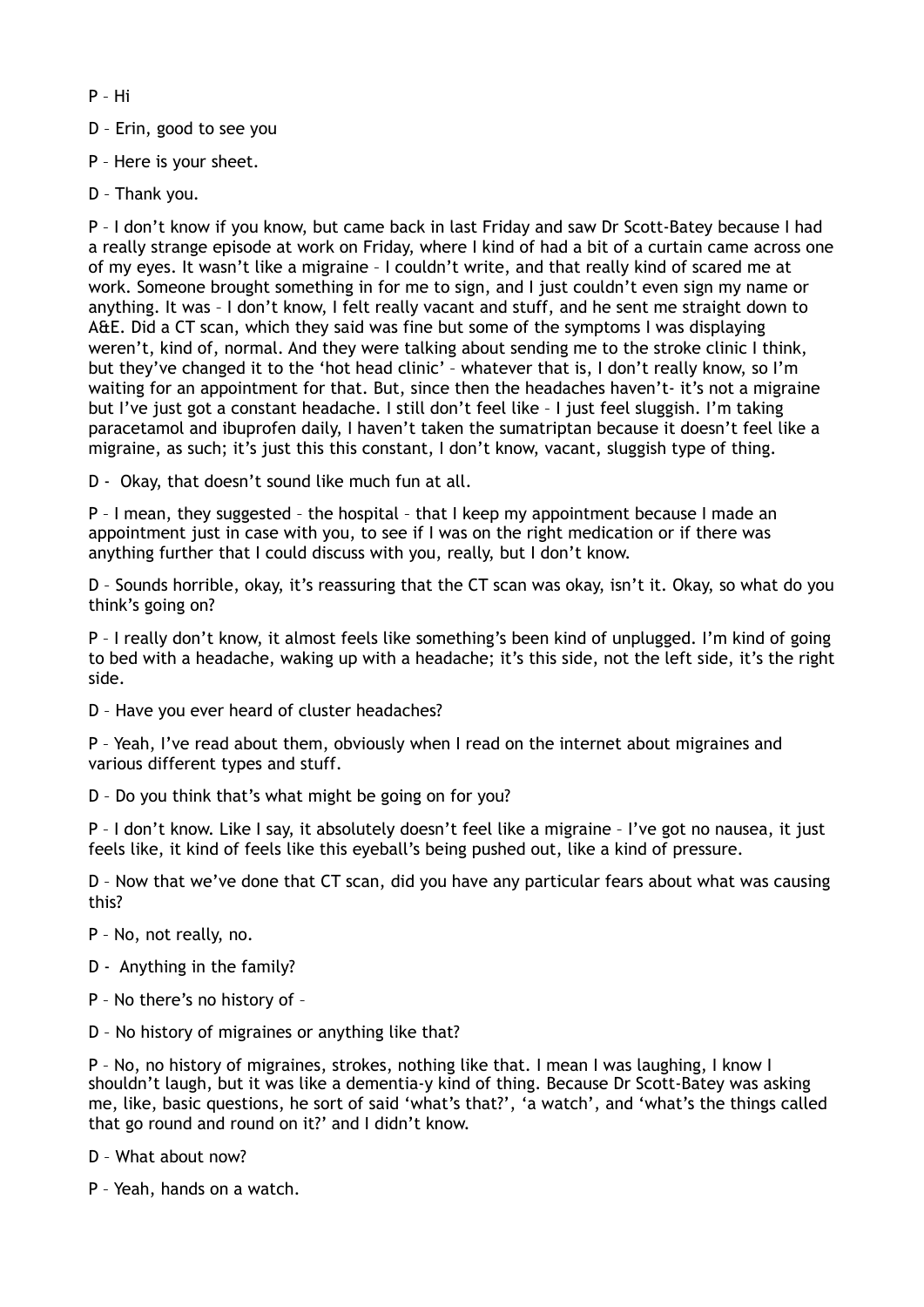P – Hi

D – Erin, good to see you

P – Here is your sheet.

D – Thank you.

P – I don't know if you know, but came back in last Friday and saw Dr Scott-Batey because I had a really strange episode at work on Friday, where I kind of had a bit of a curtain came across one of my eyes. It wasn't like a migraine – I couldn't write, and that really kind of scared me at work. Someone brought something in for me to sign, and I just couldn't even sign my name or anything. It was – I don't know, I felt really vacant and stuff, and he sent me straight down to A&E. Did a CT scan, which they said was fine but some of the symptoms I was displaying weren't, kind of, normal. And they were talking about sending me to the stroke clinic I think, but they've changed it to the 'hot head clinic' – whatever that is, I don't really know, so I'm waiting for an appointment for that. But, since then the headaches haven't- it's not a migraine but I've just got a constant headache. I still don't feel like – I just feel sluggish. I'm taking paracetamol and ibuprofen daily, I haven't taken the sumatriptan because it doesn't feel like a migraine, as such; it's just this this constant, I don't know, vacant, sluggish type of thing.

D - Okay, that doesn't sound like much fun at all.

P – I mean, they suggested – the hospital – that I keep my appointment because I made an appointment just in case with you, to see if I was on the right medication or if there was anything further that I could discuss with you, really, but I don't know.

D – Sounds horrible, okay, it's reassuring that the CT scan was okay, isn't it. Okay, so what do you think's going on?

P – I really don't know, it almost feels like something's been kind of unplugged. I'm kind of going to bed with a headache, waking up with a headache; it's this side, not the left side, it's the right side.

D – Have you ever heard of cluster headaches?

P – Yeah, I've read about them, obviously when I read on the internet about migraines and various different types and stuff.

D – Do you think that's what might be going on for you?

P – I don't know. Like I say, it absolutely doesn't feel like a migraine – I've got no nausea, it just feels like, it kind of feels like this eyeball's being pushed out, like a kind of pressure.

D – Now that we've done that CT scan, did you have any particular fears about what was causing this?

P – No, not really, no.

D - Anything in the family?

P – No there's no history of –

D – No history of migraines or anything like that?

P – No, no history of migraines, strokes, nothing like that. I mean I was laughing, I know I shouldn't laugh, but it was like a dementia-y kind of thing. Because Dr Scott-Batey was asking me, like, basic questions, he sort of said 'what's that?', 'a watch', and 'what's the things called that go round and round on it?' and I didn't know.

D – What about now?

P – Yeah, hands on a watch.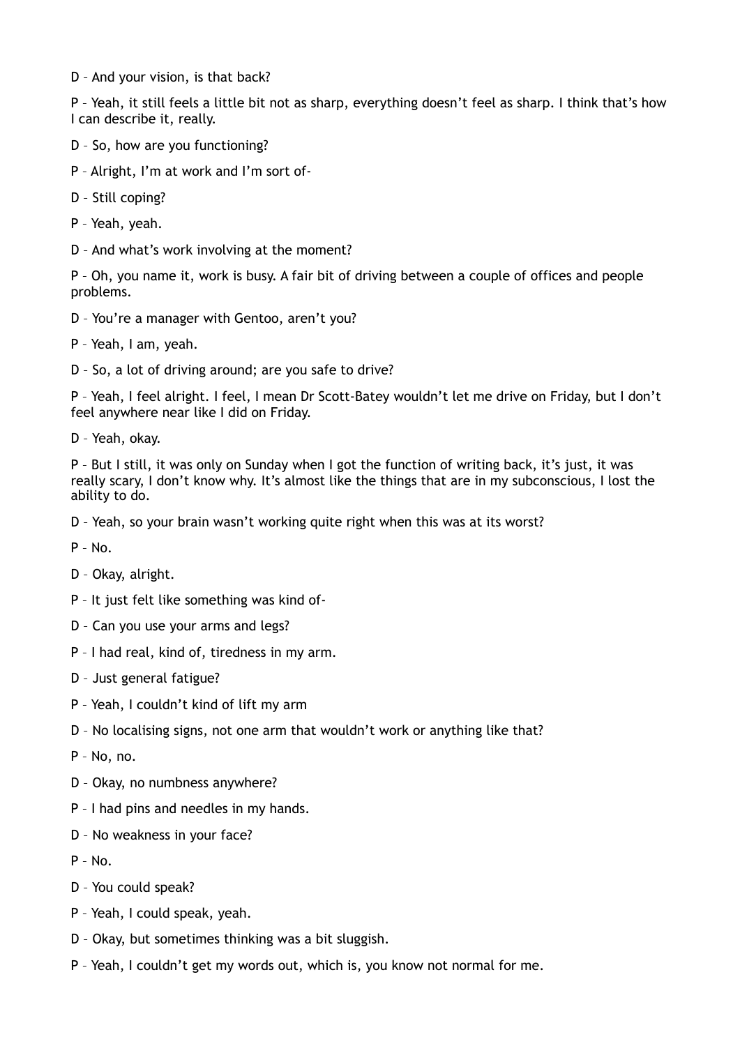D – And your vision, is that back?

P – Yeah, it still feels a little bit not as sharp, everything doesn’t feel as sharp. I think that’s how I can describe it, really.

D – So, how are you functioning?

P – Alright, I’m at work and I’m sort of-

D – Still coping?

P – Yeah, yeah.

D – And what’s work involving at the moment?

P – Oh, you name it, work is busy. A fair bit of driving between a couple of offices and people problems.

D – You’re a manager with Gentoo, aren’t you?

P – Yeah, I am, yeah.

D – So, a lot of driving around; are you safe to drive?

P – Yeah, I feel alright. I feel, I mean Dr Scott-Batey wouldn’t let me drive on Friday, but I don’t feel anywhere near like I did on Friday.

D – Yeah, okay.

P – But I still, it was only on Sunday when I got the function of writing back, it’s just, it was really scary, I don’t know why. It’s almost like the things that are in my subconscious, I lost the ability to do.

D – Yeah, so your brain wasn’t working quite right when this was at its worst?

P – No.

D – Okay, alright.

P – It just felt like something was kind of-

D – Can you use your arms and legs?

P – I had real, kind of, tiredness in my arm.

D – Just general fatigue?

P – Yeah, I couldn’t kind of lift my arm

D – No localising signs, not one arm that wouldn’t work or anything like that?

P – No, no.

D – Okay, no numbness anywhere?

P – I had pins and needles in my hands.

D – No weakness in your face?

P – No.

D – You could speak?

P – Yeah, I could speak, yeah.

D – Okay, but sometimes thinking was a bit sluggish.

P – Yeah, I couldn’t get my words out, which is, you know not normal for me.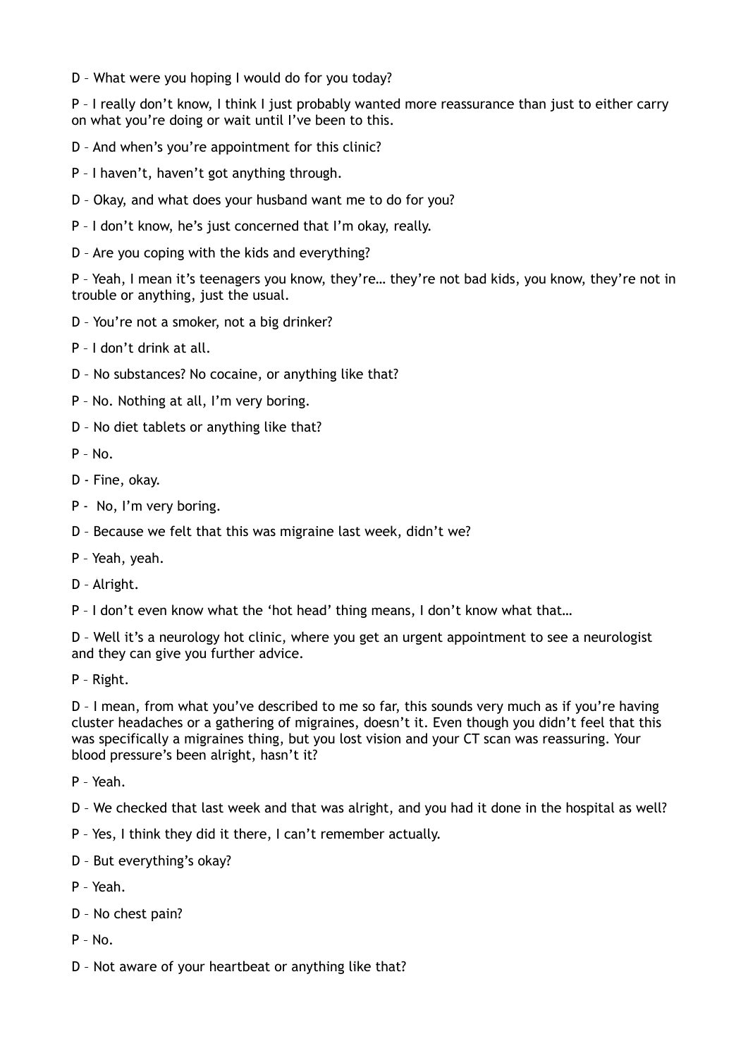D – What were you hoping I would do for you today?

P – I really don't know, I think I just probably wanted more reassurance than just to either carry on what you're doing or wait until I've been to this.

D – And when's you're appointment for this clinic?

P – I haven't, haven't got anything through.

D – Okay, and what does your husband want me to do for you?

P – I don't know, he's just concerned that I'm okay, really.

D – Are you coping with the kids and everything?

P – Yeah, I mean it's teenagers you know, they're… they're not bad kids, you know, they're not in trouble or anything, just the usual.

D – You're not a smoker, not a big drinker?

P – I don't drink at all.

D – No substances? No cocaine, or anything like that?

P – No. Nothing at all, I'm very boring.

D – No diet tablets or anything like that?

P – No.

D - Fine, okay.

P - No, I'm very boring.

D – Because we felt that this was migraine last week, didn't we?

P – Yeah, yeah.

D – Alright.

P – I don't even know what the 'hot head' thing means, I don't know what that…

D – Well it's a neurology hot clinic, where you get an urgent appointment to see a neurologist and they can give you further advice.

P – Right.

D – I mean, from what you've described to me so far, this sounds very much as if you're having cluster headaches or a gathering of migraines, doesn't it. Even though you didn't feel that this was specifically a migraines thing, but you lost vision and your CT scan was reassuring. Your blood pressure's been alright, hasn't it?

P – Yeah.

D – We checked that last week and that was alright, and you had it done in the hospital as well?

P – Yes, I think they did it there, I can't remember actually.

D – But everything's okay?

P – Yeah.

D – No chest pain?

P – No.

D – Not aware of your heartbeat or anything like that?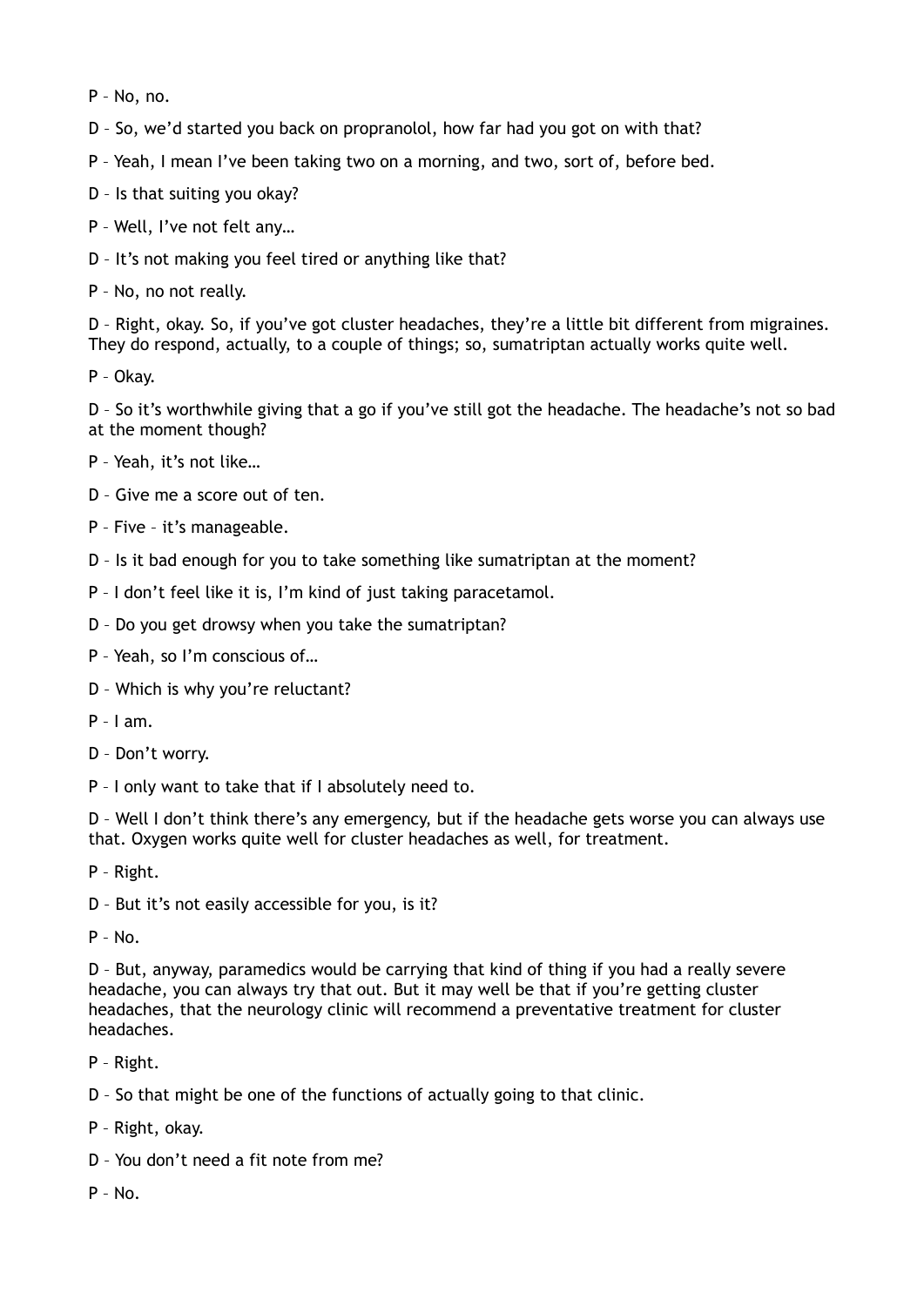P – No, no.

D – So, we'd started you back on propranolol, how far had you got on with that?

P – Yeah, I mean I've been taking two on a morning, and two, sort of, before bed.

D – Is that suiting you okay?

P – Well, I've not felt any…

D – It's not making you feel tired or anything like that?

P – No, no not really.

D – Right, okay. So, if you've got cluster headaches, they're a little bit different from migraines. They do respond, actually, to a couple of things; so, sumatriptan actually works quite well.

P – Okay.

D – So it's worthwhile giving that a go if you've still got the headache. The headache's not so bad at the moment though?

P – Yeah, it's not like…

D – Give me a score out of ten.

P – Five – it's manageable.

D – Is it bad enough for you to take something like sumatriptan at the moment?

P – I don't feel like it is, I'm kind of just taking paracetamol.

D – Do you get drowsy when you take the sumatriptan?

P – Yeah, so I'm conscious of…

D – Which is why you're reluctant?

P – I am.

D – Don't worry.

P – I only want to take that if I absolutely need to.

D – Well I don't think there's any emergency, but if the headache gets worse you can always use that. Oxygen works quite well for cluster headaches as well, for treatment.

P – Right.

D – But it's not easily accessible for you, is it?

P – No.

D – But, anyway, paramedics would be carrying that kind of thing if you had a really severe headache, you can always try that out. But it may well be that if you're getting cluster headaches, that the neurology clinic will recommend a preventative treatment for cluster headaches.

P – Right.

D – So that might be one of the functions of actually going to that clinic.

P – Right, okay.

D – You don't need a fit note from me?

P – No.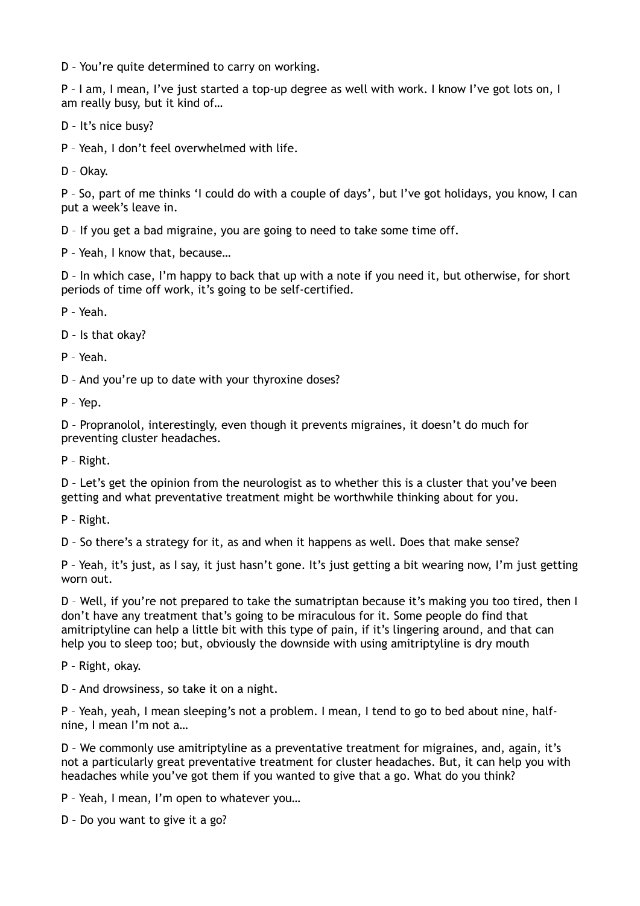D – You're quite determined to carry on working.

P – I am, I mean, I've just started a top-up degree as well with work. I know I've got lots on, I am really busy, but it kind of…

D – It's nice busy?

P – Yeah, I don't feel overwhelmed with life.

D – Okay.

P – So, part of me thinks 'I could do with a couple of days', but I've got holidays, you know, I can put a week's leave in.

D – If you get a bad migraine, you are going to need to take some time off.

P – Yeah, I know that, because…

D – In which case, I'm happy to back that up with a note if you need it, but otherwise, for short periods of time off work, it's going to be self-certified.

P – Yeah.

D – Is that okay?

P – Yeah.

D – And you're up to date with your thyroxine doses?

P – Yep.

D – Propranolol, interestingly, even though it prevents migraines, it doesn't do much for preventing cluster headaches.

P – Right.

D – Let's get the opinion from the neurologist as to whether this is a cluster that you've been getting and what preventative treatment might be worthwhile thinking about for you.

P – Right.

D – So there's a strategy for it, as and when it happens as well. Does that make sense?

P – Yeah, it's just, as I say, it just hasn't gone. It's just getting a bit wearing now, I'm just getting worn out.

D – Well, if you're not prepared to take the sumatriptan because it's making you too tired, then I don't have any treatment that's going to be miraculous for it. Some people do find that amitriptyline can help a little bit with this type of pain, if it's lingering around, and that can help you to sleep too; but, obviously the downside with using amitriptyline is dry mouth

P – Right, okay.

D – And drowsiness, so take it on a night.

P – Yeah, yeah, I mean sleeping's not a problem. I mean, I tend to go to bed about nine, half-nine, I mean I'm not a…

D – We commonly use amitriptyline as a preventative treatment for migraines, and, again, it's not a particularly great preventative treatment for cluster headaches. But, it can help you with headaches while you've got them if you wanted to give that a go. What do you think?

P – Yeah, I mean, I'm open to whatever you…

D – Do you want to give it a go?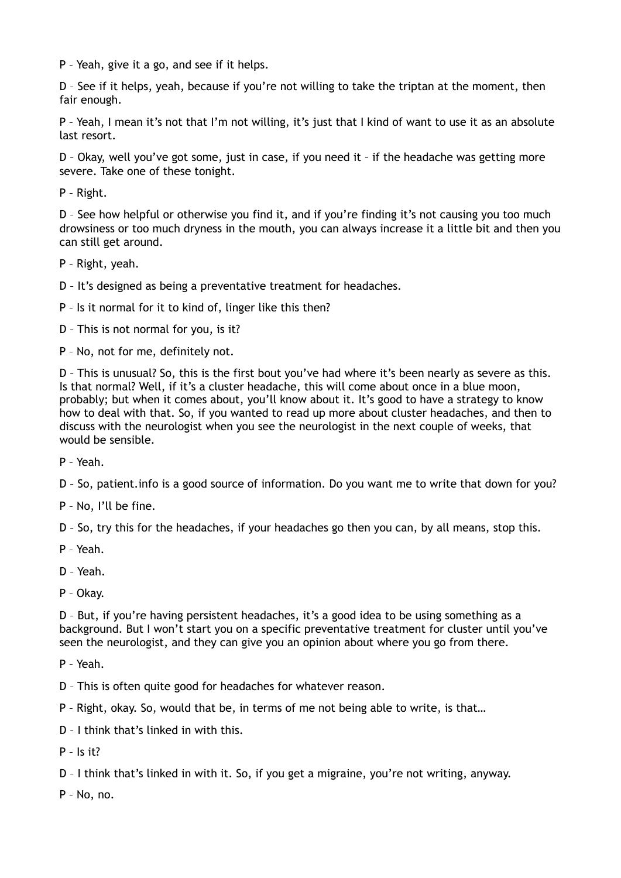P – Yeah, give it a go, and see if it helps.

D – See if it helps, yeah, because if you're not willing to take the triptan at the moment, then fair enough.

P – Yeah, I mean it's not that I'm not willing, it's just that I kind of want to use it as an absolute last resort.

D – Okay, well you've got some, just in case, if you need it – if the headache was getting more severe. Take one of these tonight.

P – Right.

D – See how helpful or otherwise you find it, and if you're finding it's not causing you too much drowsiness or too much dryness in the mouth, you can always increase it a little bit and then you can still get around.

P – Right, yeah.

D – It's designed as being a preventative treatment for headaches.

P – Is it normal for it to kind of, linger like this then?

D – This is not normal for you, is it?

P – No, not for me, definitely not.

D – This is unusual? So, this is the first bout you've had where it's been nearly as severe as this. Is that normal? Well, if it's a cluster headache, this will come about once in a blue moon, probably; but when it comes about, you'll know about it. It's good to have a strategy to know how to deal with that. So, if you wanted to read up more about cluster headaches, and then to discuss with the neurologist when you see the neurologist in the next couple of weeks, that would be sensible.

P – Yeah.

D – So, patient.info is a good source of information. Do you want me to write that down for you?

P – No, I'll be fine.

D – So, try this for the headaches, if your headaches go then you can, by all means, stop this.

P – Yeah.

D – Yeah.

P – Okay.

D – But, if you're having persistent headaches, it's a good idea to be using something as a background. But I won't start you on a specific preventative treatment for cluster until you've seen the neurologist, and they can give you an opinion about where you go from there.

P – Yeah.

D – This is often quite good for headaches for whatever reason.

P – Right, okay. So, would that be, in terms of me not being able to write, is that…

D – I think that's linked in with this.

P – Is it?

D – I think that's linked in with it. So, if you get a migraine, you're not writing, anyway.

P – No, no.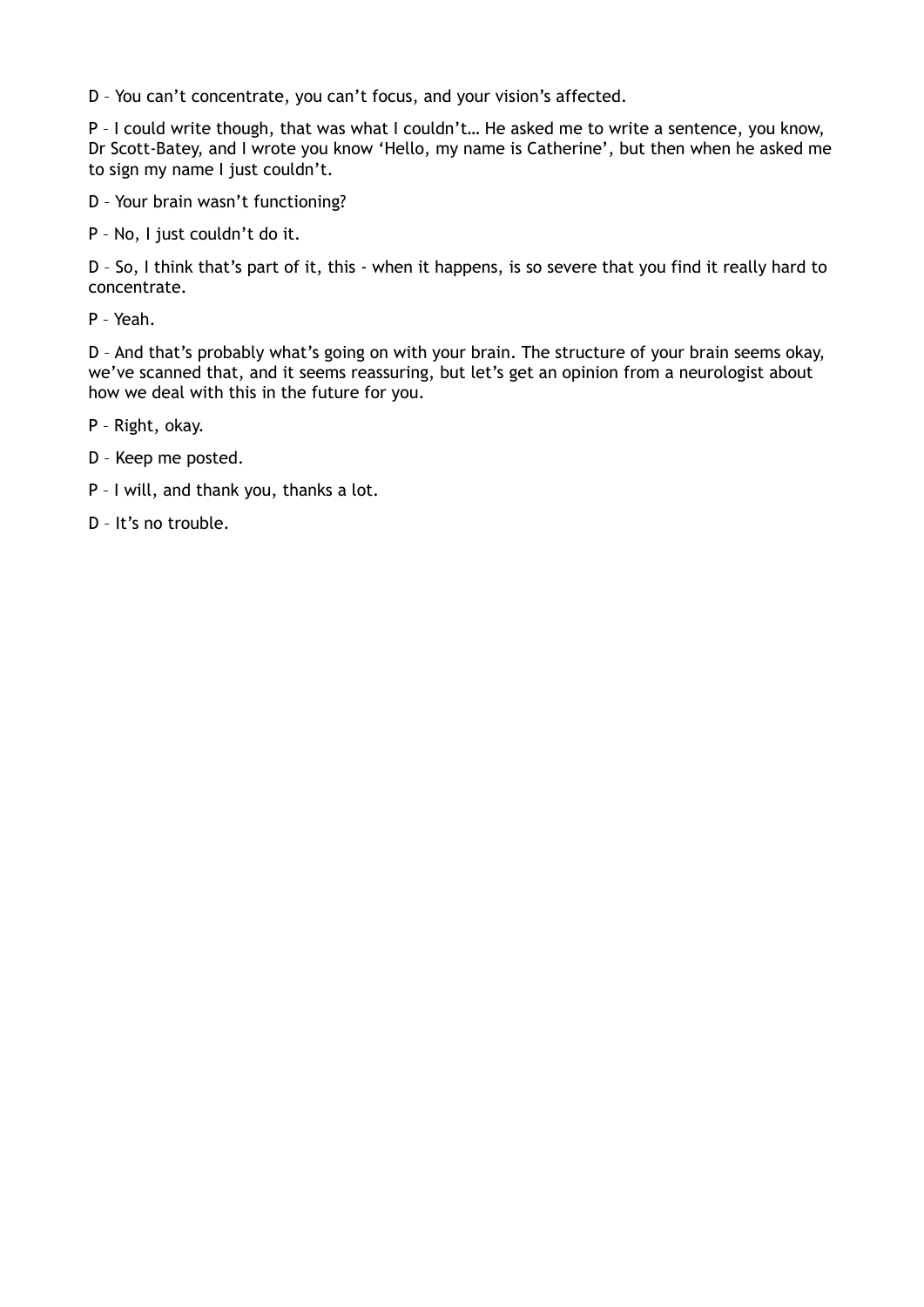D – You can't concentrate, you can't focus, and your vision's affected.

P – I could write though, that was what I couldn't… He asked me to write a sentence, you know, Dr Scott-Batey, and I wrote you know 'Hello, my name is Catherine', but then when he asked me to sign my name I just couldn't.

D – Your brain wasn't functioning?

P – No, I just couldn't do it.

D – So, I think that's part of it, this - when it happens, is so severe that you find it really hard to concentrate.

P – Yeah.

D – And that's probably what's going on with your brain. The structure of your brain seems okay, we've scanned that, and it seems reassuring, but let's get an opinion from a neurologist about how we deal with this in the future for you.

P – Right, okay.

D – Keep me posted.

P – I will, and thank you, thanks a lot.

D – It's no trouble.